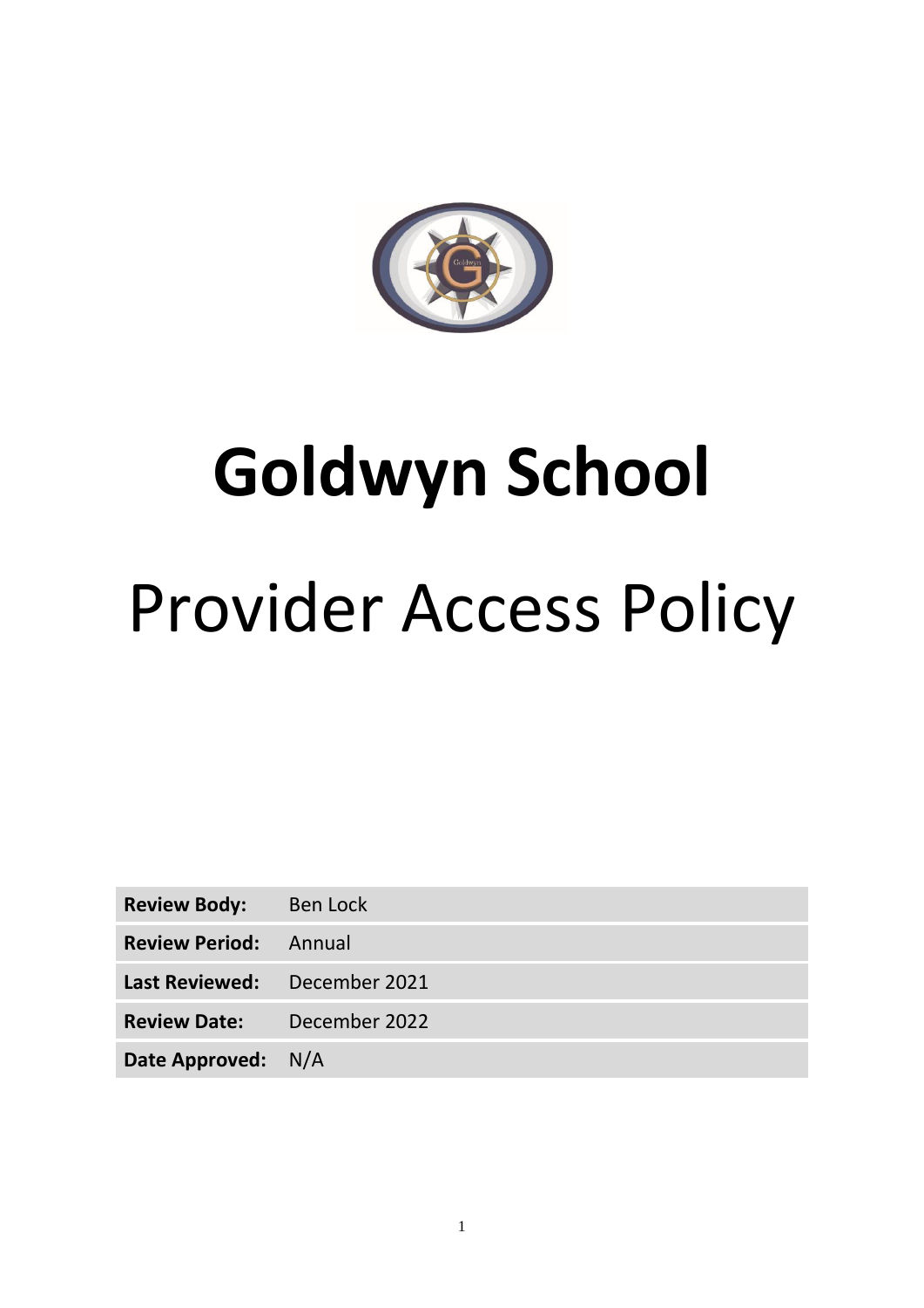# Goldwyn School

# Provider Access Policy

| | |
|---|---|
| **Review Body:** | Ben Lock |
| **Review Period:** | Annual |
| **Last Reviewed:** | December 2021 |
| **Review Date:** | December 2022 |
| **Date Approved:** | N/A |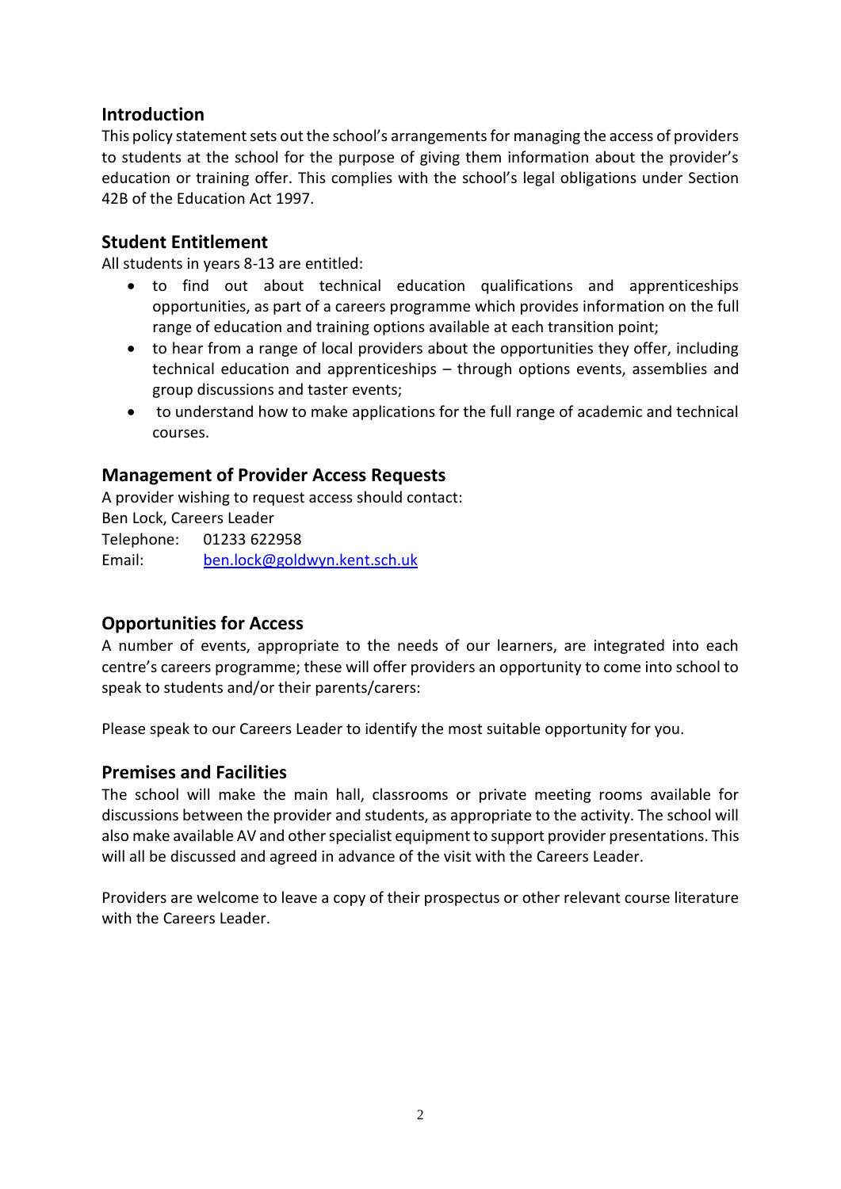## Introduction

This policy statement sets out the school's arrangements for managing the access of providers to students at the school for the purpose of giving them information about the provider's education or training offer. This complies with the school's legal obligations under Section 42B of the Education Act 1997.

## Student Entitlement

All students in years 8-13 are entitled:

- to find out about technical education qualifications and apprenticeships opportunities, as part of a careers programme which provides information on the full range of education and training options available at each transition point;
- to hear from a range of local providers about the opportunities they offer, including technical education and apprenticeships – through options events, assemblies and group discussions and taster events;
- to understand how to make applications for the full range of academic and technical courses.

## Management of Provider Access Requests

A provider wishing to request access should contact:

Ben Lock, Careers Leader

Telephone: 01233 622958

Email: ben.lock@goldwyn.kent.sch.uk

## Opportunities for Access

A number of events, appropriate to the needs of our learners, are integrated into each centre's careers programme; these will offer providers an opportunity to come into school to speak to students and/or their parents/carers:

Please speak to our Careers Leader to identify the most suitable opportunity for you.

## Premises and Facilities

The school will make the main hall, classrooms or private meeting rooms available for discussions between the provider and students, as appropriate to the activity. The school will also make available AV and other specialist equipment to support provider presentations. This will all be discussed and agreed in advance of the visit with the Careers Leader.

Providers are welcome to leave a copy of their prospectus or other relevant course literature with the Careers Leader.